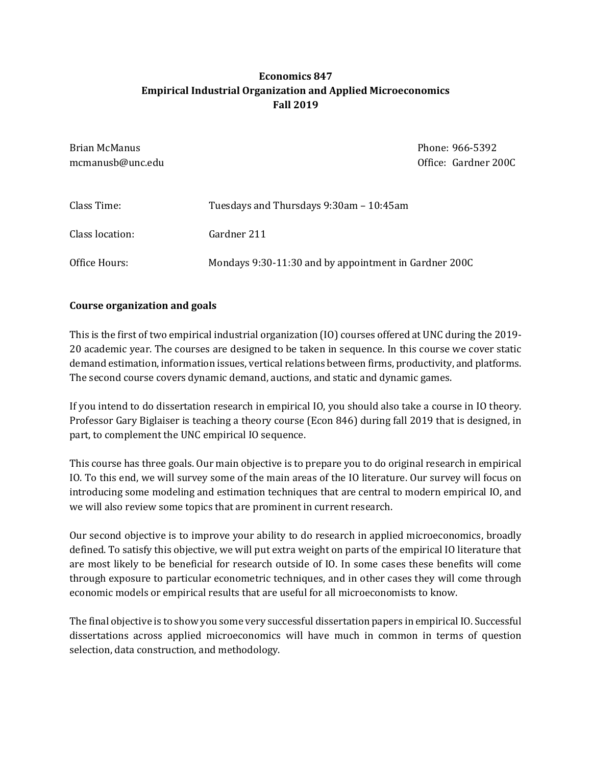# Economics 847
## Empirical Industrial Organization and Applied Microeconomics
### Fall 2019

Brian McManus  
mcmanusb@unc.edu

Phone: 966-5392  
Office: Gardner 200C

| | |
|---|---|
| Class Time: | Tuesdays and Thursdays 9:30am – 10:45am |
| Class location: | Gardner 211 |
| Office Hours: | Mondays 9:30-11:30 and by appointment in Gardner 200C |

**Course organization and goals**

This is the first of two empirical industrial organization (IO) courses offered at UNC during the 2019-20 academic year. The courses are designed to be taken in sequence. In this course we cover static demand estimation, information issues, vertical relations between firms, productivity, and platforms. The second course covers dynamic demand, auctions, and static and dynamic games.

If you intend to do dissertation research in empirical IO, you should also take a course in IO theory. Professor Gary Biglaiser is teaching a theory course (Econ 846) during fall 2019 that is designed, in part, to complement the UNC empirical IO sequence.

This course has three goals. Our main objective is to prepare you to do original research in empirical IO. To this end, we will survey some of the main areas of the IO literature. Our survey will focus on introducing some modeling and estimation techniques that are central to modern empirical IO, and we will also review some topics that are prominent in current research.

Our second objective is to improve your ability to do research in applied microeconomics, broadly defined. To satisfy this objective, we will put extra weight on parts of the empirical IO literature that are most likely to be beneficial for research outside of IO. In some cases these benefits will come through exposure to particular econometric techniques, and in other cases they will come through economic models or empirical results that are useful for all microeconomists to know.

The final objective is to show you some very successful dissertation papers in empirical IO. Successful dissertations across applied microeconomics will have much in common in terms of question selection, data construction, and methodology.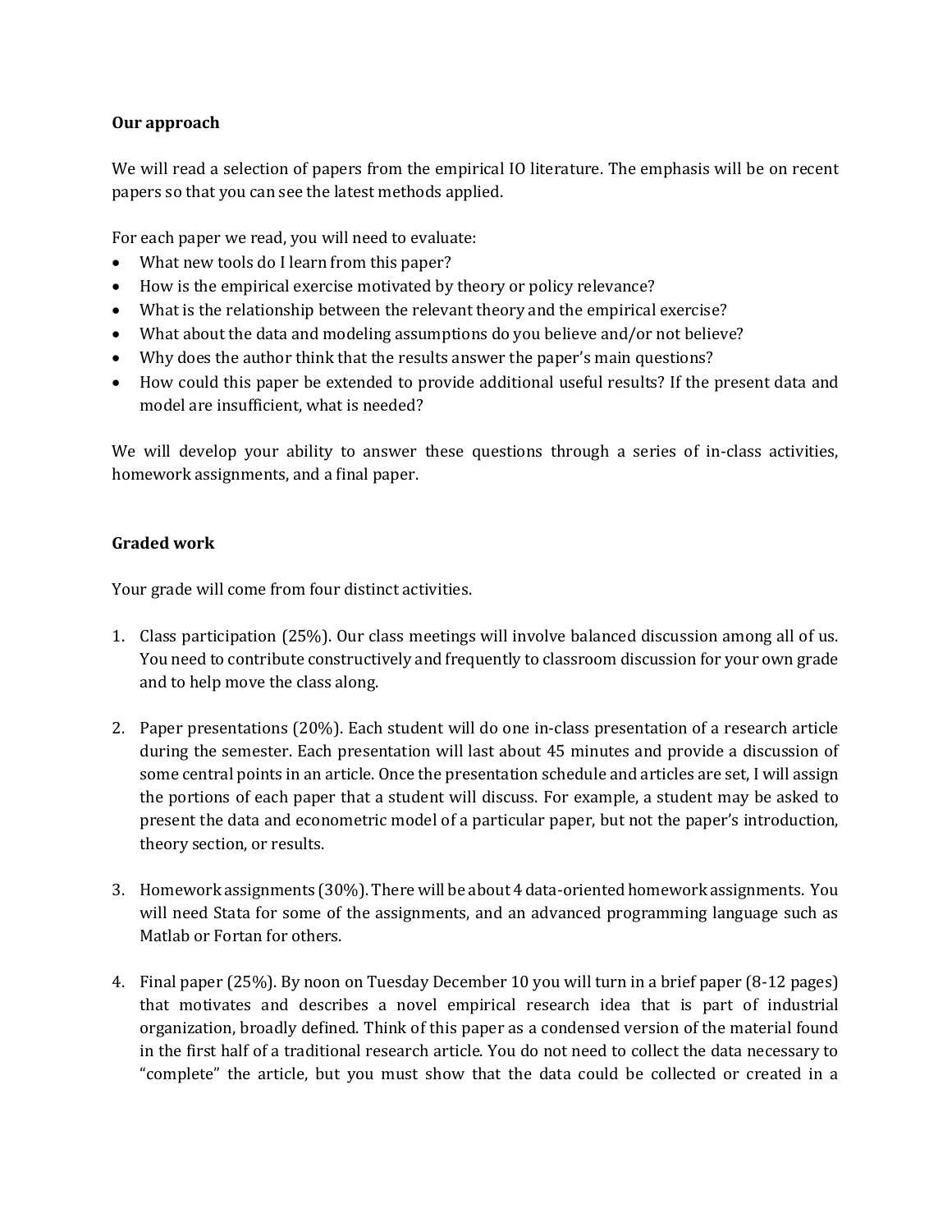**Our approach**

We will read a selection of papers from the empirical IO literature. The emphasis will be on recent papers so that you can see the latest methods applied.

For each paper we read, you will need to evaluate:

- What new tools do I learn from this paper?
- How is the empirical exercise motivated by theory or policy relevance?
- What is the relationship between the relevant theory and the empirical exercise?
- What about the data and modeling assumptions do you believe and/or not believe?
- Why does the author think that the results answer the paper's main questions?
- How could this paper be extended to provide additional useful results? If the present data and model are insufficient, what is needed?

We will develop your ability to answer these questions through a series of in-class activities, homework assignments, and a final paper.

**Graded work**

Your grade will come from four distinct activities.

1. Class participation (25%). Our class meetings will involve balanced discussion among all of us. You need to contribute constructively and frequently to classroom discussion for your own grade and to help move the class along.

2. Paper presentations (20%). Each student will do one in-class presentation of a research article during the semester. Each presentation will last about 45 minutes and provide a discussion of some central points in an article. Once the presentation schedule and articles are set, I will assign the portions of each paper that a student will discuss. For example, a student may be asked to present the data and econometric model of a particular paper, but not the paper's introduction, theory section, or results.

3. Homework assignments (30%). There will be about 4 data-oriented homework assignments. You will need Stata for some of the assignments, and an advanced programming language such as Matlab or Fortan for others.

4. Final paper (25%). By noon on Tuesday December 10 you will turn in a brief paper (8-12 pages) that motivates and describes a novel empirical research idea that is part of industrial organization, broadly defined. Think of this paper as a condensed version of the material found in the first half of a traditional research article. You do not need to collect the data necessary to "complete" the article, but you must show that the data could be collected or created in a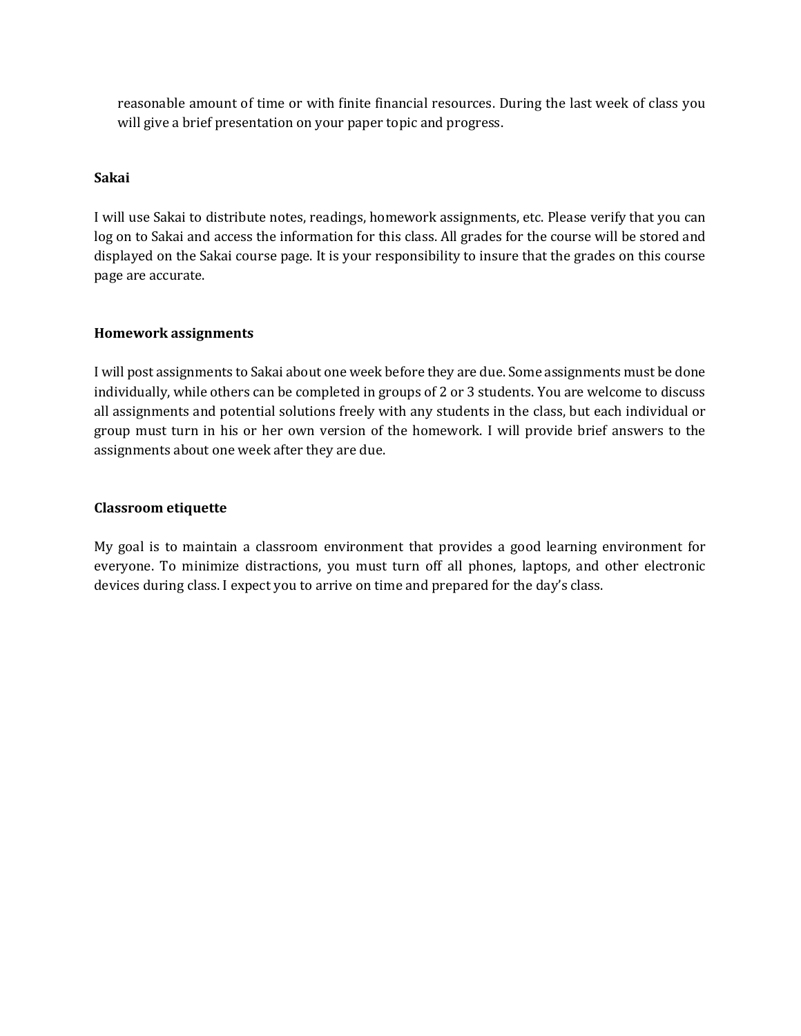reasonable amount of time or with finite financial resources. During the last week of class you will give a brief presentation on your paper topic and progress.

**Sakai**

I will use Sakai to distribute notes, readings, homework assignments, etc. Please verify that you can log on to Sakai and access the information for this class. All grades for the course will be stored and displayed on the Sakai course page. It is your responsibility to insure that the grades on this course page are accurate.

**Homework assignments**

I will post assignments to Sakai about one week before they are due. Some assignments must be done individually, while others can be completed in groups of 2 or 3 students. You are welcome to discuss all assignments and potential solutions freely with any students in the class, but each individual or group must turn in his or her own version of the homework. I will provide brief answers to the assignments about one week after they are due.

**Classroom etiquette**

My goal is to maintain a classroom environment that provides a good learning environment for everyone. To minimize distractions, you must turn off all phones, laptops, and other electronic devices during class. I expect you to arrive on time and prepared for the day's class.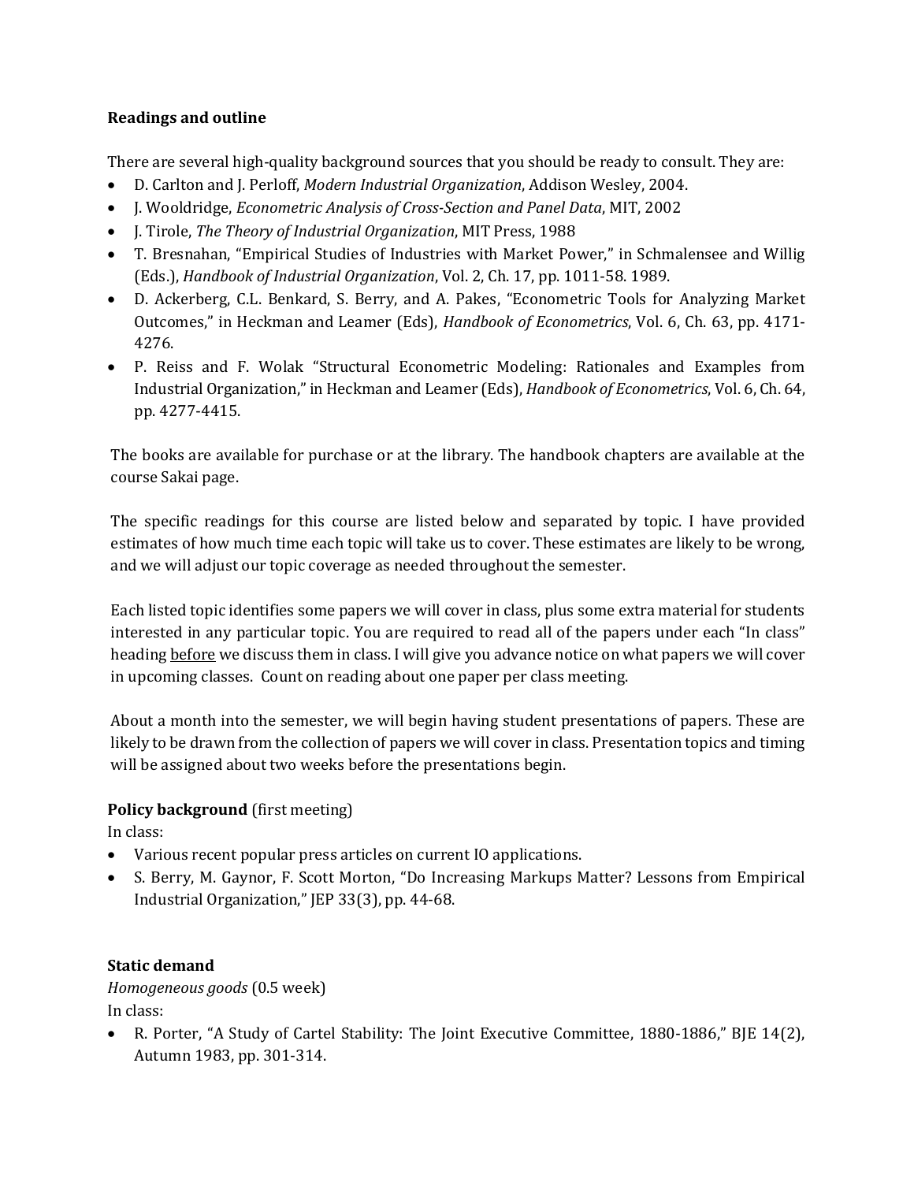**Readings and outline**

There are several high-quality background sources that you should be ready to consult. They are:

- D. Carlton and J. Perloff, *Modern Industrial Organization*, Addison Wesley, 2004.
- J. Wooldridge, *Econometric Analysis of Cross-Section and Panel Data*, MIT, 2002
- J. Tirole, *The Theory of Industrial Organization*, MIT Press, 1988
- T. Bresnahan, "Empirical Studies of Industries with Market Power," in Schmalensee and Willig (Eds.), *Handbook of Industrial Organization*, Vol. 2, Ch. 17, pp. 1011-58. 1989.
- D. Ackerberg, C.L. Benkard, S. Berry, and A. Pakes, "Econometric Tools for Analyzing Market Outcomes," in Heckman and Leamer (Eds), *Handbook of Econometrics*, Vol. 6, Ch. 63, pp. 4171-4276.
- P. Reiss and F. Wolak "Structural Econometric Modeling: Rationales and Examples from Industrial Organization," in Heckman and Leamer (Eds), *Handbook of Econometrics*, Vol. 6, Ch. 64, pp. 4277-4415.

The books are available for purchase or at the library. The handbook chapters are available at the course Sakai page.

The specific readings for this course are listed below and separated by topic. I have provided estimates of how much time each topic will take us to cover. These estimates are likely to be wrong, and we will adjust our topic coverage as needed throughout the semester.

Each listed topic identifies some papers we will cover in class, plus some extra material for students interested in any particular topic. You are required to read all of the papers under each "In class" heading <u>before</u> we discuss them in class. I will give you advance notice on what papers we will cover in upcoming classes. Count on reading about one paper per class meeting.

About a month into the semester, we will begin having student presentations of papers. These are likely to be drawn from the collection of papers we will cover in class. Presentation topics and timing will be assigned about two weeks before the presentations begin.

**Policy background** (first meeting)
In class:

- Various recent popular press articles on current IO applications.
- S. Berry, M. Gaynor, F. Scott Morton, "Do Increasing Markups Matter? Lessons from Empirical Industrial Organization," JEP 33(3), pp. 44-68.

**Static demand**

*Homogeneous goods* (0.5 week)
In class:

- R. Porter, "A Study of Cartel Stability: The Joint Executive Committee, 1880-1886," BJE 14(2), Autumn 1983, pp. 301-314.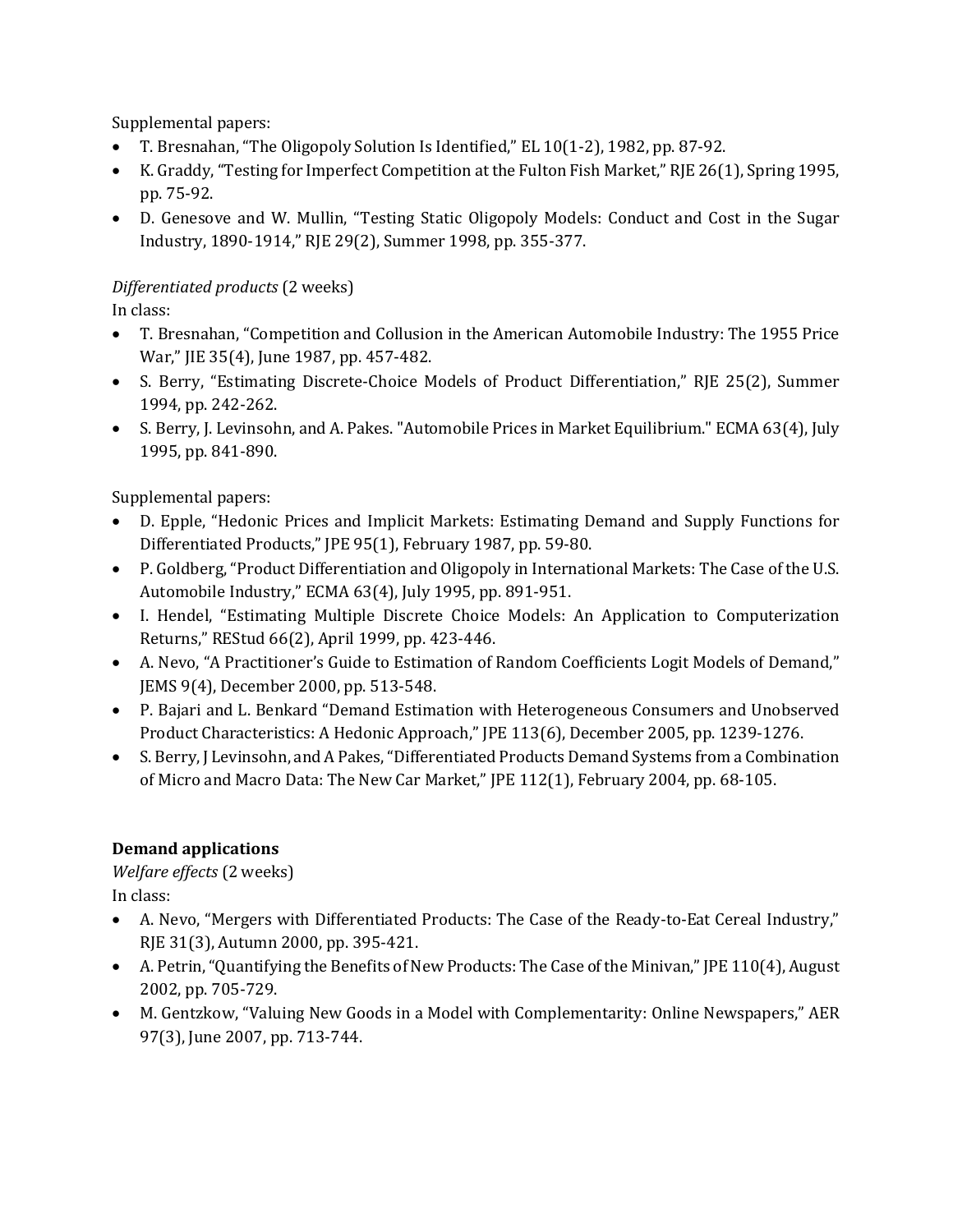Supplemental papers:

- T. Bresnahan, "The Oligopoly Solution Is Identified," EL 10(1-2), 1982, pp. 87-92.
- K. Graddy, "Testing for Imperfect Competition at the Fulton Fish Market," RJE 26(1), Spring 1995, pp. 75-92.
- D. Genesove and W. Mullin, "Testing Static Oligopoly Models: Conduct and Cost in the Sugar Industry, 1890-1914," RJE 29(2), Summer 1998, pp. 355-377.

*Differentiated products* (2 weeks)

In class:

- T. Bresnahan, "Competition and Collusion in the American Automobile Industry: The 1955 Price War," JIE 35(4), June 1987, pp. 457-482.
- S. Berry, "Estimating Discrete-Choice Models of Product Differentiation," RJE 25(2), Summer 1994, pp. 242-262.
- S. Berry, J. Levinsohn, and A. Pakes. "Automobile Prices in Market Equilibrium." ECMA 63(4), July 1995, pp. 841-890.

Supplemental papers:

- D. Epple, "Hedonic Prices and Implicit Markets: Estimating Demand and Supply Functions for Differentiated Products," JPE 95(1), February 1987, pp. 59-80.
- P. Goldberg, "Product Differentiation and Oligopoly in International Markets: The Case of the U.S. Automobile Industry," ECMA 63(4), July 1995, pp. 891-951.
- I. Hendel, "Estimating Multiple Discrete Choice Models: An Application to Computerization Returns," REStud 66(2), April 1999, pp. 423-446.
- A. Nevo, "A Practitioner's Guide to Estimation of Random Coefficients Logit Models of Demand," JEMS 9(4), December 2000, pp. 513-548.
- P. Bajari and L. Benkard "Demand Estimation with Heterogeneous Consumers and Unobserved Product Characteristics: A Hedonic Approach," JPE 113(6), December 2005, pp. 1239-1276.
- S. Berry, J Levinsohn, and A Pakes, "Differentiated Products Demand Systems from a Combination of Micro and Macro Data: The New Car Market," JPE 112(1), February 2004, pp. 68-105.

**Demand applications**

*Welfare effects* (2 weeks)

In class:

- A. Nevo, "Mergers with Differentiated Products: The Case of the Ready-to-Eat Cereal Industry," RJE 31(3), Autumn 2000, pp. 395-421.
- A. Petrin, "Quantifying the Benefits of New Products: The Case of the Minivan," JPE 110(4), August 2002, pp. 705-729.
- M. Gentzkow, "Valuing New Goods in a Model with Complementarity: Online Newspapers," AER 97(3), June 2007, pp. 713-744.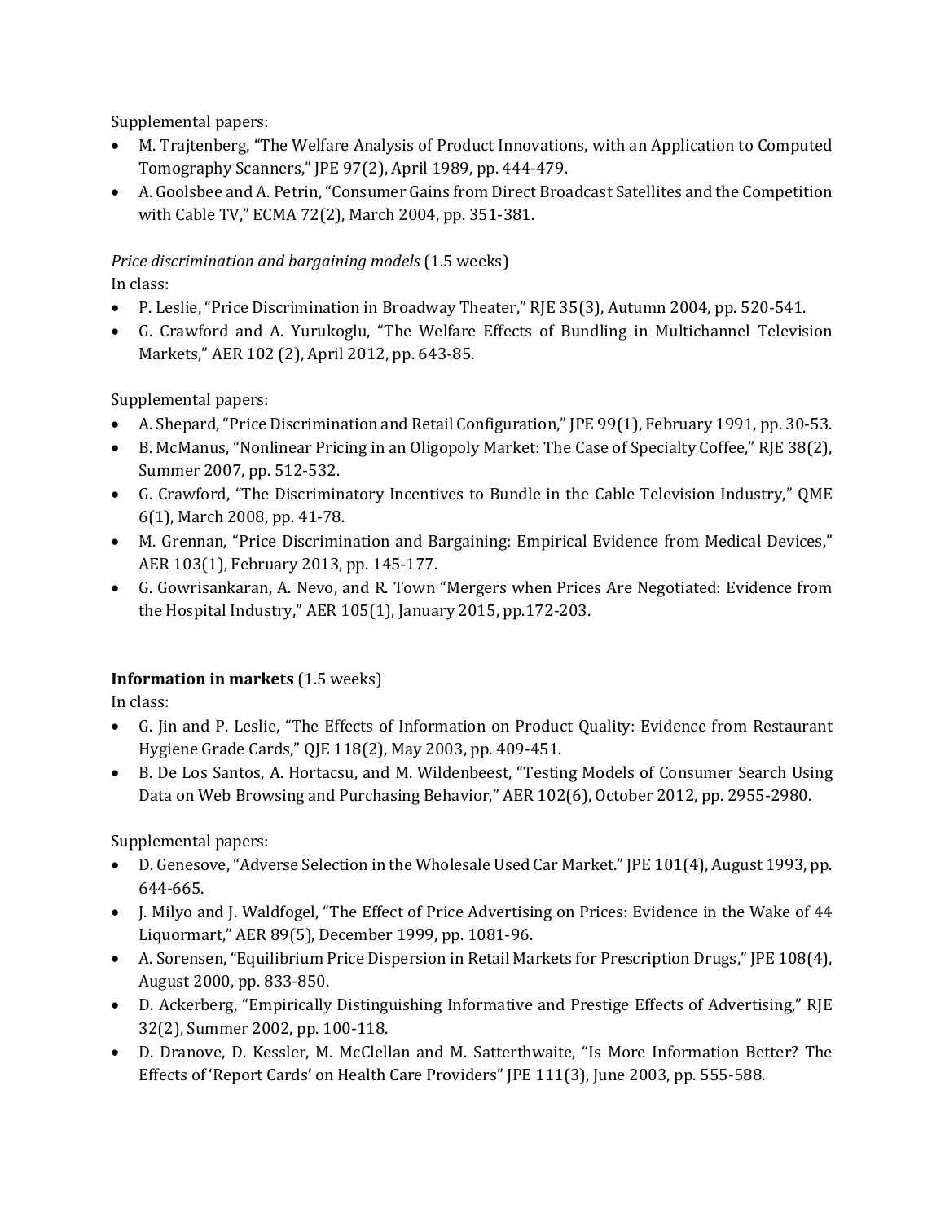Supplemental papers:

- M. Trajtenberg, "The Welfare Analysis of Product Innovations, with an Application to Computed Tomography Scanners," JPE 97(2), April 1989, pp. 444-479.
- A. Goolsbee and A. Petrin, "Consumer Gains from Direct Broadcast Satellites and the Competition with Cable TV," ECMA 72(2), March 2004, pp. 351-381.

*Price discrimination and bargaining models* (1.5 weeks)

In class:

- P. Leslie, "Price Discrimination in Broadway Theater," RJE 35(3), Autumn 2004, pp. 520-541.
- G. Crawford and A. Yurukoglu, "The Welfare Effects of Bundling in Multichannel Television Markets," AER 102 (2), April 2012, pp. 643-85.

Supplemental papers:

- A. Shepard, "Price Discrimination and Retail Configuration," JPE 99(1), February 1991, pp. 30-53.
- B. McManus, "Nonlinear Pricing in an Oligopoly Market: The Case of Specialty Coffee," RJE 38(2), Summer 2007, pp. 512-532.
- G. Crawford, "The Discriminatory Incentives to Bundle in the Cable Television Industry," QME 6(1), March 2008, pp. 41-78.
- M. Grennan, "Price Discrimination and Bargaining: Empirical Evidence from Medical Devices," AER 103(1), February 2013, pp. 145-177.
- G. Gowrisankaran, A. Nevo, and R. Town "Mergers when Prices Are Negotiated: Evidence from the Hospital Industry," AER 105(1), January 2015, pp.172-203.

**Information in markets** (1.5 weeks)

In class:

- G. Jin and P. Leslie, "The Effects of Information on Product Quality: Evidence from Restaurant Hygiene Grade Cards," QJE 118(2), May 2003, pp. 409-451.
- B. De Los Santos, A. Hortacsu, and M. Wildenbeest, "Testing Models of Consumer Search Using Data on Web Browsing and Purchasing Behavior," AER 102(6), October 2012, pp. 2955-2980.

Supplemental papers:

- D. Genesove, "Adverse Selection in the Wholesale Used Car Market." JPE 101(4), August 1993, pp. 644-665.
- J. Milyo and J. Waldfogel, "The Effect of Price Advertising on Prices: Evidence in the Wake of 44 Liquormart," AER 89(5), December 1999, pp. 1081-96.
- A. Sorensen, "Equilibrium Price Dispersion in Retail Markets for Prescription Drugs," JPE 108(4), August 2000, pp. 833-850.
- D. Ackerberg, "Empirically Distinguishing Informative and Prestige Effects of Advertising," RJE 32(2), Summer 2002, pp. 100-118.
- D. Dranove, D. Kessler, M. McClellan and M. Satterthwaite, "Is More Information Better? The Effects of 'Report Cards' on Health Care Providers" JPE 111(3), June 2003, pp. 555-588.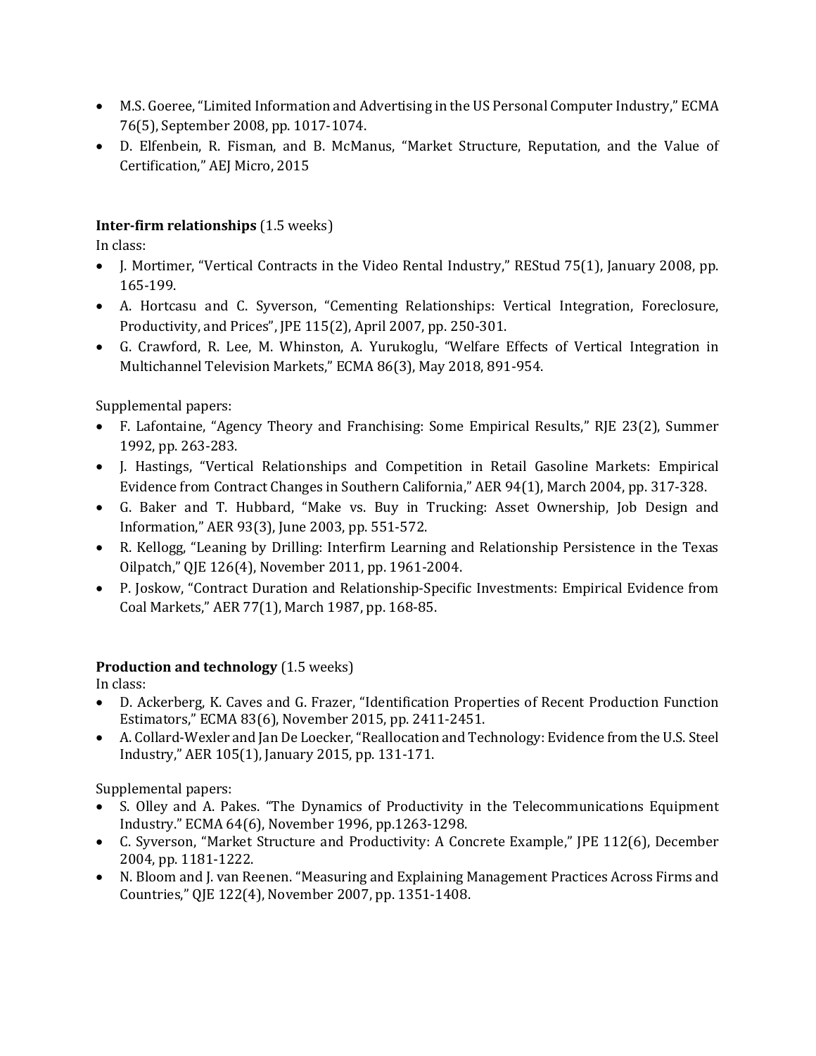- M.S. Goeree, "Limited Information and Advertising in the US Personal Computer Industry," ECMA 76(5), September 2008, pp. 1017-1074.
- D. Elfenbein, R. Fisman, and B. McManus, "Market Structure, Reputation, and the Value of Certification," AEJ Micro, 2015

**Inter-firm relationships** (1.5 weeks)
In class:

- J. Mortimer, "Vertical Contracts in the Video Rental Industry," REStud 75(1), January 2008, pp. 165-199.
- A. Hortcasu and C. Syverson, "Cementing Relationships: Vertical Integration, Foreclosure, Productivity, and Prices", JPE 115(2), April 2007, pp. 250-301.
- G. Crawford, R. Lee, M. Whinston, A. Yurukoglu, "Welfare Effects of Vertical Integration in Multichannel Television Markets," ECMA 86(3), May 2018, 891-954.

Supplemental papers:

- F. Lafontaine, "Agency Theory and Franchising: Some Empirical Results," RJE 23(2), Summer 1992, pp. 263-283.
- J. Hastings, "Vertical Relationships and Competition in Retail Gasoline Markets: Empirical Evidence from Contract Changes in Southern California," AER 94(1), March 2004, pp. 317-328.
- G. Baker and T. Hubbard, "Make vs. Buy in Trucking: Asset Ownership, Job Design and Information," AER 93(3), June 2003, pp. 551-572.
- R. Kellogg, "Leaning by Drilling: Interfirm Learning and Relationship Persistence in the Texas Oilpatch," QJE 126(4), November 2011, pp. 1961-2004.
- P. Joskow, "Contract Duration and Relationship-Specific Investments: Empirical Evidence from Coal Markets," AER 77(1), March 1987, pp. 168-85.

**Production and technology** (1.5 weeks)
In class:

- D. Ackerberg, K. Caves and G. Frazer, "Identification Properties of Recent Production Function Estimators," ECMA 83(6), November 2015, pp. 2411-2451.
- A. Collard-Wexler and Jan De Loecker, "Reallocation and Technology: Evidence from the U.S. Steel Industry," AER 105(1), January 2015, pp. 131-171.

Supplemental papers:

- S. Olley and A. Pakes. "The Dynamics of Productivity in the Telecommunications Equipment Industry." ECMA 64(6), November 1996, pp.1263-1298.
- C. Syverson, "Market Structure and Productivity: A Concrete Example," JPE 112(6), December 2004, pp. 1181-1222.
- N. Bloom and J. van Reenen. "Measuring and Explaining Management Practices Across Firms and Countries," QJE 122(4), November 2007, pp. 1351-1408.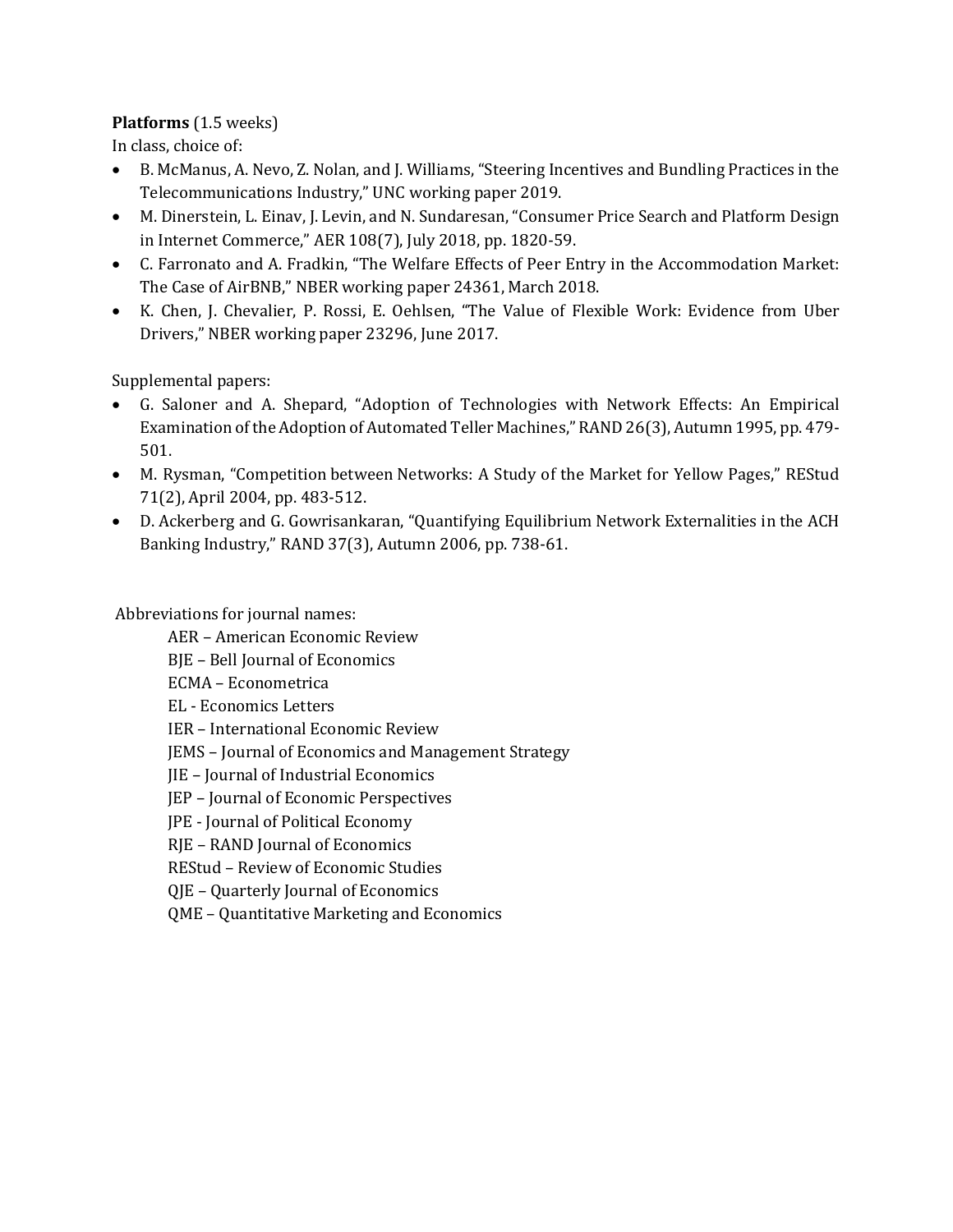**Platforms** (1.5 weeks)

In class, choice of:

- B. McManus, A. Nevo, Z. Nolan, and J. Williams, "Steering Incentives and Bundling Practices in the Telecommunications Industry," UNC working paper 2019.
- M. Dinerstein, L. Einav, J. Levin, and N. Sundaresan, "Consumer Price Search and Platform Design in Internet Commerce," AER 108(7), July 2018, pp. 1820-59.
- C. Farronato and A. Fradkin, "The Welfare Effects of Peer Entry in the Accommodation Market: The Case of AirBNB," NBER working paper 24361, March 2018.
- K. Chen, J. Chevalier, P. Rossi, E. Oehlsen, "The Value of Flexible Work: Evidence from Uber Drivers," NBER working paper 23296, June 2017.

Supplemental papers:

- G. Saloner and A. Shepard, "Adoption of Technologies with Network Effects: An Empirical Examination of the Adoption of Automated Teller Machines," RAND 26(3), Autumn 1995, pp. 479-501.
- M. Rysman, "Competition between Networks: A Study of the Market for Yellow Pages," REStud 71(2), April 2004, pp. 483-512.
- D. Ackerberg and G. Gowrisankaran, "Quantifying Equilibrium Network Externalities in the ACH Banking Industry," RAND 37(3), Autumn 2006, pp. 738-61.

Abbreviations for journal names:

AER – American Economic Review
BJE – Bell Journal of Economics
ECMA – Econometrica
EL - Economics Letters
IER – International Economic Review
JEMS – Journal of Economics and Management Strategy
JIE – Journal of Industrial Economics
JEP – Journal of Economic Perspectives
JPE - Journal of Political Economy
RJE – RAND Journal of Economics
REStud – Review of Economic Studies
QJE – Quarterly Journal of Economics
QME – Quantitative Marketing and Economics